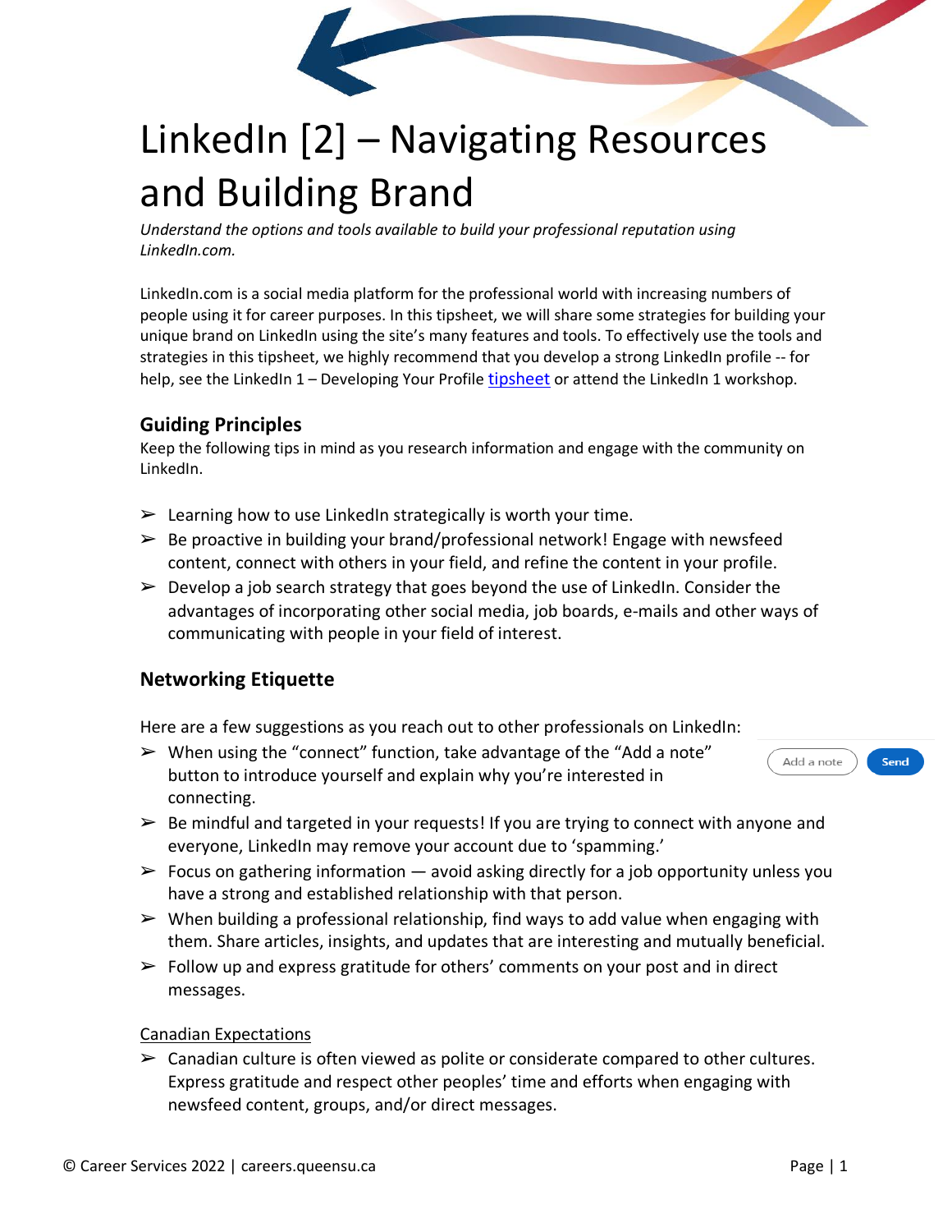# LinkedIn [2] – Navigating Resources and Building Brand

*Understand the options and tools available to build your professional reputation using LinkedIn.com.*

LinkedIn.com is a social media platform for the professional world with increasing numbers of people using it for career purposes. In this tipsheet, we will share some strategies for building your unique brand on LinkedIn using the site's many features and tools. To effectively use the tools and strategies in this tipsheet, we highly recommend that you develop a strong LinkedIn profile -- for help, see the LinkedIn 1 – Developing Your Profile tipsheet or attend the LinkedIn 1 workshop.

## Guiding Principles

Keep the following tips in mind as you research information and engage with the community on LinkedIn.

- Learning how to use LinkedIn strategically is worth your time.
- Be proactive in building your brand/professional network! Engage with newsfeed content, connect with others in your field, and refine the content in your profile.
- Develop a job search strategy that goes beyond the use of LinkedIn. Consider the advantages of incorporating other social media, job boards, e-mails and other ways of communicating with people in your field of interest.

## Networking Etiquette

Here are a few suggestions as you reach out to other professionals on LinkedIn:

- When using the "connect" function, take advantage of the "Add a note" button to introduce yourself and explain why you're interested in connecting.
- Be mindful and targeted in your requests! If you are trying to connect with anyone and everyone, LinkedIn may remove your account due to 'spamming.'
- Focus on gathering information — avoid asking directly for a job opportunity unless you have a strong and established relationship with that person.
- When building a professional relationship, find ways to add value when engaging with them. Share articles, insights, and updates that are interesting and mutually beneficial.
- Follow up and express gratitude for others' comments on your post and in direct messages.

Canadian Expectations

- Canadian culture is often viewed as polite or considerate compared to other cultures. Express gratitude and respect other peoples' time and efforts when engaging with newsfeed content, groups, and/or direct messages.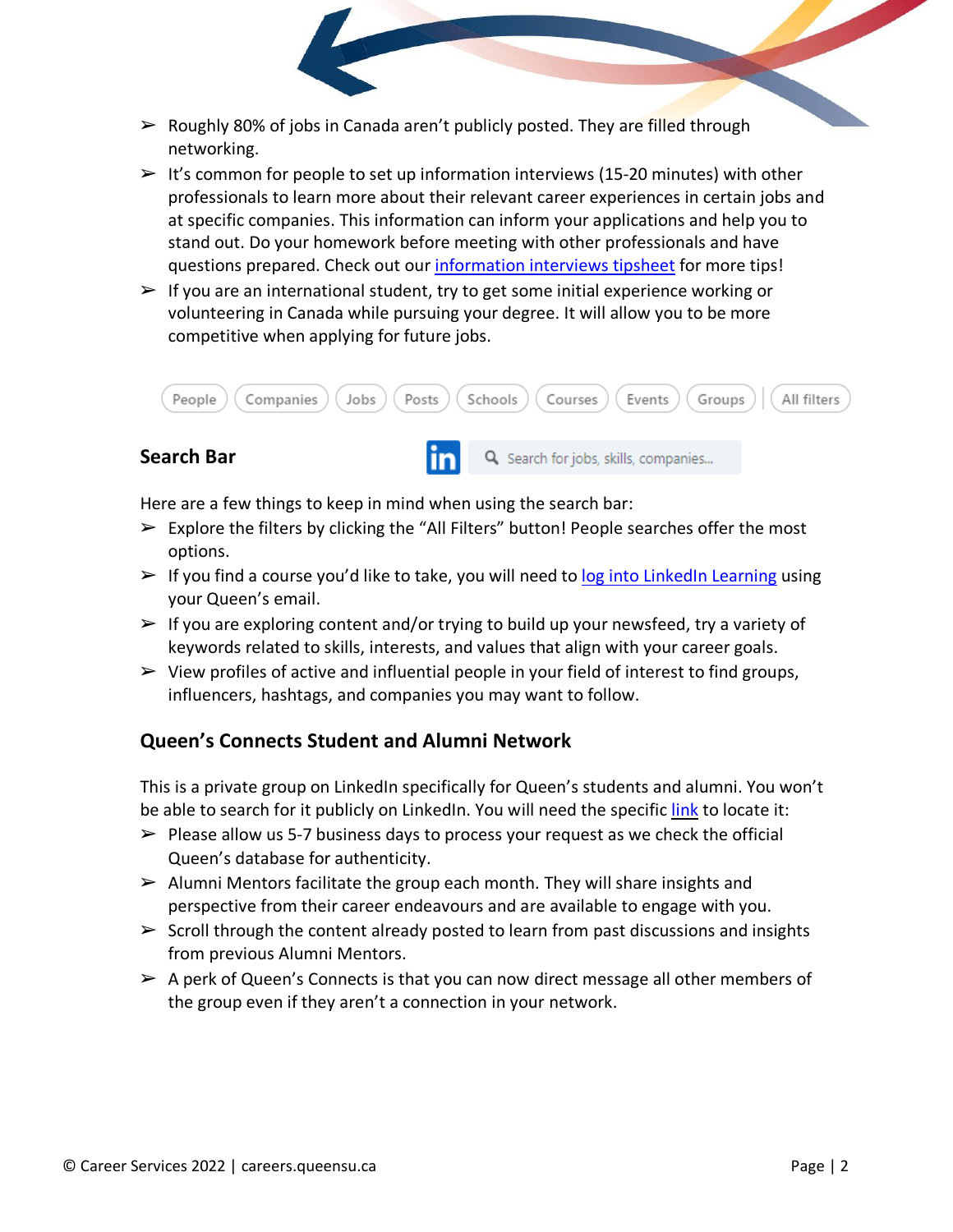- Roughly 80% of jobs in Canada aren't publicly posted. They are filled through networking.
- It's common for people to set up information interviews (15-20 minutes) with other professionals to learn more about their relevant career experiences in certain jobs and at specific companies. This information can inform your applications and help you to stand out. Do your homework before meeting with other professionals and have questions prepared. Check out our information interviews tipsheet for more tips!
- If you are an international student, try to get some initial experience working or volunteering in Canada while pursuing your degree. It will allow you to be more competitive when applying for future jobs.

People | Companies | Jobs | Posts | Schools | Courses | Events | Groups | All filters

## Search Bar

Search for jobs, skills, companies...

Here are a few things to keep in mind when using the search bar:

- Explore the filters by clicking the "All Filters" button! People searches offer the most options.
- If you find a course you'd like to take, you will need to log into LinkedIn Learning using your Queen's email.
- If you are exploring content and/or trying to build up your newsfeed, try a variety of keywords related to skills, interests, and values that align with your career goals.
- View profiles of active and influential people in your field of interest to find groups, influencers, hashtags, and companies you may want to follow.

## Queen's Connects Student and Alumni Network

This is a private group on LinkedIn specifically for Queen's students and alumni. You won't be able to search for it publicly on LinkedIn. You will need the specific link to locate it:

- Please allow us 5-7 business days to process your request as we check the official Queen's database for authenticity.
- Alumni Mentors facilitate the group each month. They will share insights and perspective from their career endeavours and are available to engage with you.
- Scroll through the content already posted to learn from past discussions and insights from previous Alumni Mentors.
- A perk of Queen's Connects is that you can now direct message all other members of the group even if they aren't a connection in your network.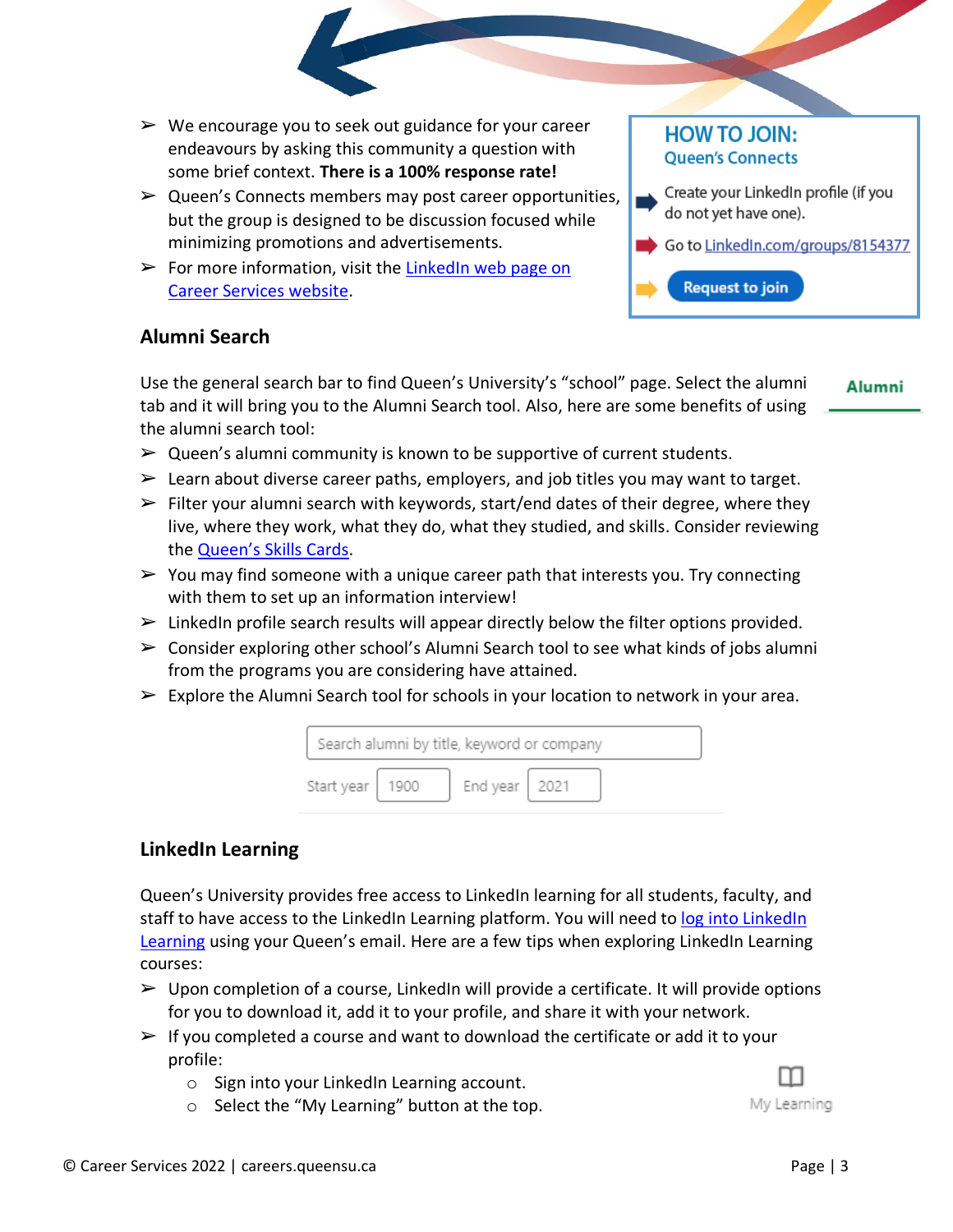- We encourage you to seek out guidance for your career endeavours by asking this community a question with some brief context. **There is a 100% response rate!**
- Queen's Connects members may post career opportunities, but the group is designed to be discussion focused while minimizing promotions and advertisements.
- For more information, visit the LinkedIn web page on Career Services website.

**HOW TO JOIN:**
**Queen's Connects**

- Create your LinkedIn profile (if you do not yet have one).
- Go to LinkedIn.com/groups/8154377
- Request to join

## Alumni Search

Use the general search bar to find Queen's University's "school" page. Select the alumni tab and it will bring you to the Alumni Search tool. Also, here are some benefits of using the alumni search tool:

Alumni

- Queen's alumni community is known to be supportive of current students.
- Learn about diverse career paths, employers, and job titles you may want to target.
- Filter your alumni search with keywords, start/end dates of their degree, where they live, where they work, what they do, what they studied, and skills. Consider reviewing the Queen's Skills Cards.
- You may find someone with a unique career path that interests you. Try connecting with them to set up an information interview!
- LinkedIn profile search results will appear directly below the filter options provided.
- Consider exploring other school's Alumni Search tool to see what kinds of jobs alumni from the programs you are considering have attained.
- Explore the Alumni Search tool for schools in your location to network in your area.

Search alumni by title, keyword or company

Start year 1900 End year 2021

## LinkedIn Learning

Queen's University provides free access to LinkedIn learning for all students, faculty, and staff to have access to the LinkedIn Learning platform. You will need to log into LinkedIn Learning using your Queen's email. Here are a few tips when exploring LinkedIn Learning courses:

- Upon completion of a course, LinkedIn will provide a certificate. It will provide options for you to download it, add it to your profile, and share it with your network.
- If you completed a course and want to download the certificate or add it to your profile:
  - Sign into your LinkedIn Learning account.
  - Select the "My Learning" button at the top.

My Learning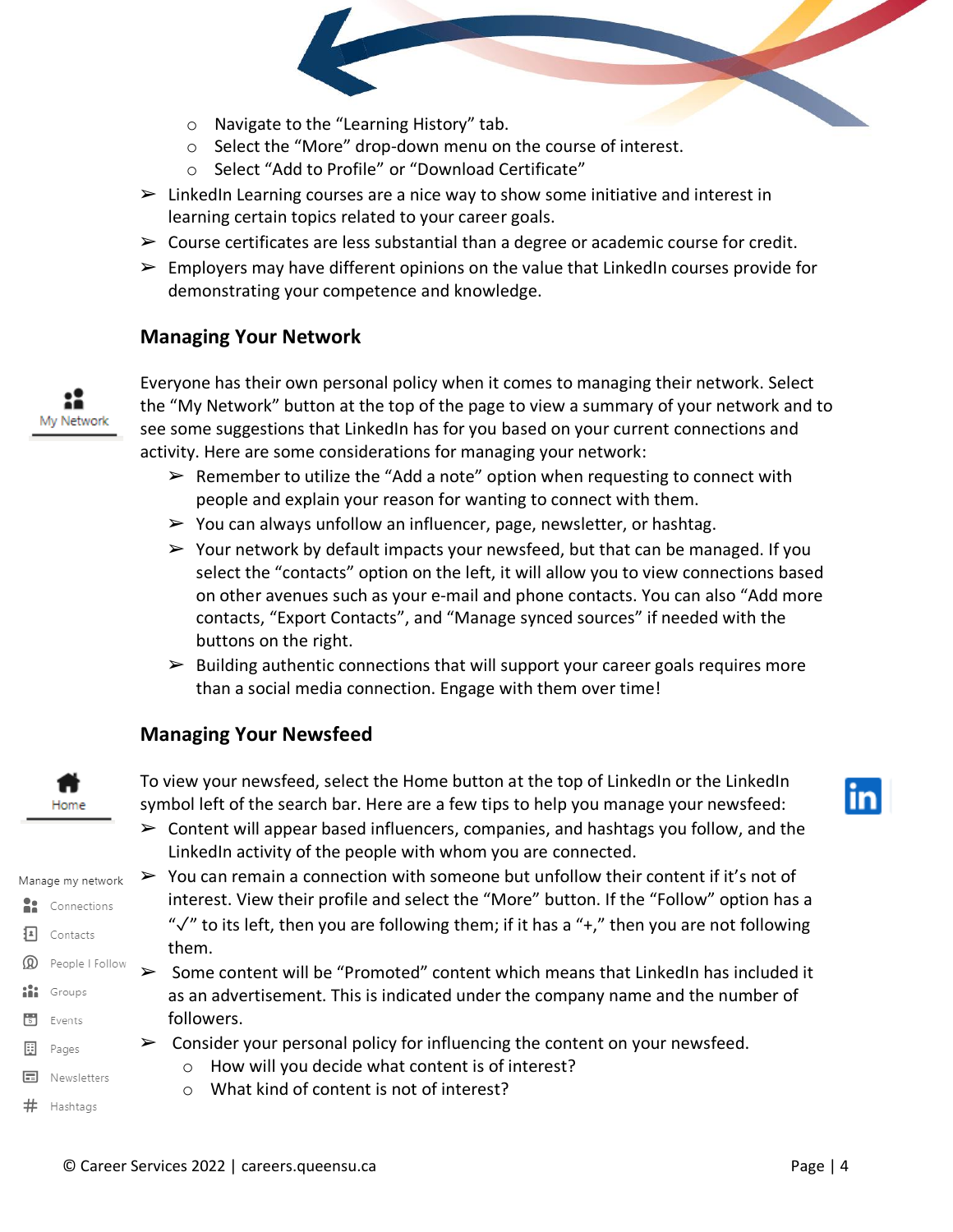- Navigate to the "Learning History" tab.
  - Select the "More" drop-down menu on the course of interest.
  - Select "Add to Profile" or "Download Certificate"
- LinkedIn Learning courses are a nice way to show some initiative and interest in learning certain topics related to your career goals.
- Course certificates are less substantial than a degree or academic course for credit.
- Employers may have different opinions on the value that LinkedIn courses provide for demonstrating your competence and knowledge.

### Managing Your Network

My Network

Everyone has their own personal policy when it comes to managing their network. Select the "My Network" button at the top of the page to view a summary of your network and to see some suggestions that LinkedIn has for you based on your current connections and activity. Here are some considerations for managing your network:

- Remember to utilize the "Add a note" option when requesting to connect with people and explain your reason for wanting to connect with them.
- You can always unfollow an influencer, page, newsletter, or hashtag.
- Your network by default impacts your newsfeed, but that can be managed. If you select the "contacts" option on the left, it will allow you to view connections based on other avenues such as your e-mail and phone contacts. You can also "Add more contacts, "Export Contacts", and "Manage synced sources" if needed with the buttons on the right.
- Building authentic connections that will support your career goals requires more than a social media connection. Engage with them over time!

### Managing Your Newsfeed

Home

To view your newsfeed, select the Home button at the top of LinkedIn or the LinkedIn symbol left of the search bar. Here are a few tips to help you manage your newsfeed:

- Content will appear based influencers, companies, and hashtags you follow, and the LinkedIn activity of the people with whom you are connected.
- You can remain a connection with someone but unfollow their content if it's not of interest. View their profile and select the "More" button. If the "Follow" option has a "✓" to its left, then you are following them; if it has a "+," then you are not following them.
- Some content will be "Promoted" content which means that LinkedIn has included it as an advertisement. This is indicated under the company name and the number of followers.
- Consider your personal policy for influencing the content on your newsfeed.
  - How will you decide what content is of interest?
  - What kind of content is not of interest?

Manage my network
- Connections
- Contacts
- People I Follow
- Groups
- Events
- Pages
- Newsletters
- Hashtags

© Career Services 2022 | careers.queensu.ca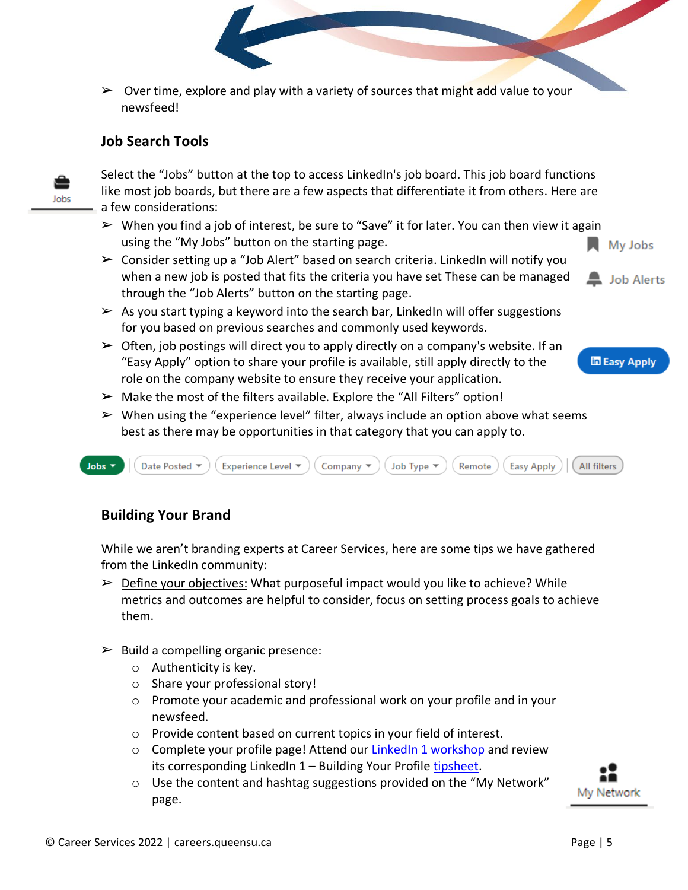- Over time, explore and play with a variety of sources that might add value to your newsfeed!

### Job Search Tools

Jobs

Select the "Jobs" button at the top to access LinkedIn's job board. This job board functions like most job boards, but there are a few aspects that differentiate it from others. Here are a few considerations:

- When you find a job of interest, be sure to "Save" it for later. You can then view it again using the "My Jobs" button on the starting page.
- Consider setting up a "Job Alert" based on search criteria. LinkedIn will notify you when a new job is posted that fits the criteria you have set These can be managed through the "Job Alerts" button on the starting page.
- As you start typing a keyword into the search bar, LinkedIn will offer suggestions for you based on previous searches and commonly used keywords.
- Often, job postings will direct you to apply directly on a company's website. If an "Easy Apply" option to share your profile is available, still apply directly to the role on the company website to ensure they receive your application.
- Make the most of the filters available. Explore the "All Filters" option!
- When using the "experience level" filter, always include an option above what seems best as there may be opportunities in that category that you can apply to.

My Jobs

Job Alerts

Easy Apply

Jobs | Date Posted | Experience Level | Company | Job Type | Remote | Easy Apply | All filters

### Building Your Brand

While we aren't branding experts at Career Services, here are some tips we have gathered from the LinkedIn community:

- Define your objectives: What purposeful impact would you like to achieve? While metrics and outcomes are helpful to consider, focus on setting process goals to achieve them.

- Build a compelling organic presence:
  - Authenticity is key.
  - Share your professional story!
  - Promote your academic and professional work on your profile and in your newsfeed.
  - Provide content based on current topics in your field of interest.
  - Complete your profile page! Attend our LinkedIn 1 workshop and review its corresponding LinkedIn 1 – Building Your Profile tipsheet.
  - Use the content and hashtag suggestions provided on the "My Network" page.

My Network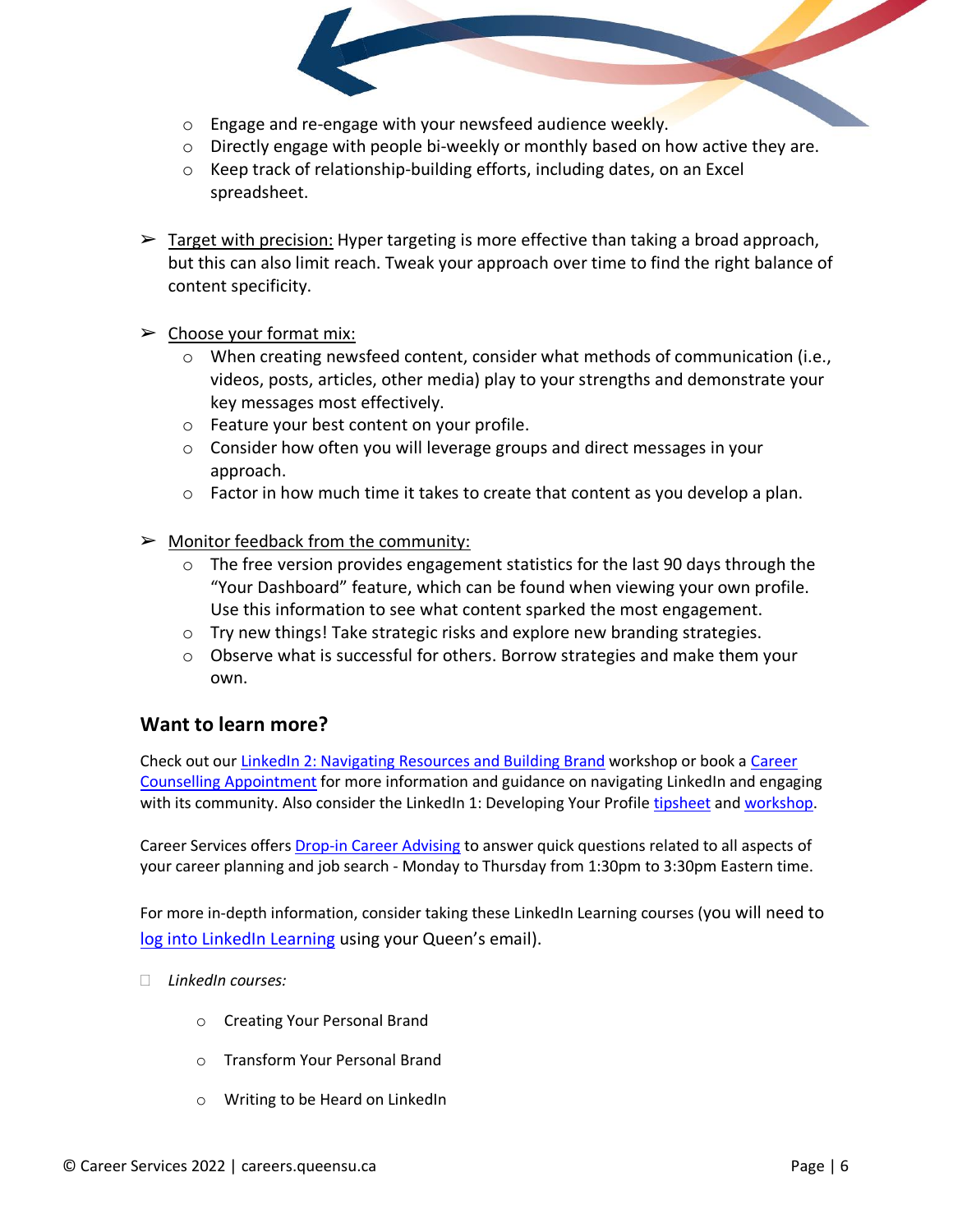- Engage and re-engage with your newsfeed audience weekly.
- Directly engage with people bi-weekly or monthly based on how active they are.
- Keep track of relationship-building efforts, including dates, on an Excel spreadsheet.

➢ Target with precision: Hyper targeting is more effective than taking a broad approach, but this can also limit reach. Tweak your approach over time to find the right balance of content specificity.

➢ Choose your format mix:
- When creating newsfeed content, consider what methods of communication (i.e., videos, posts, articles, other media) play to your strengths and demonstrate your key messages most effectively.
- Feature your best content on your profile.
- Consider how often you will leverage groups and direct messages in your approach.
- Factor in how much time it takes to create that content as you develop a plan.

➢ Monitor feedback from the community:
- The free version provides engagement statistics for the last 90 days through the "Your Dashboard" feature, which can be found when viewing your own profile. Use this information to see what content sparked the most engagement.
- Try new things! Take strategic risks and explore new branding strategies.
- Observe what is successful for others. Borrow strategies and make them your own.

## Want to learn more?

Check out our LinkedIn 2: Navigating Resources and Building Brand workshop or book a Career Counselling Appointment for more information and guidance on navigating LinkedIn and engaging with its community. Also consider the LinkedIn 1: Developing Your Profile tipsheet and workshop.

Career Services offers Drop-in Career Advising to answer quick questions related to all aspects of your career planning and job search - Monday to Thursday from 1:30pm to 3:30pm Eastern time.

For more in-depth information, consider taking these LinkedIn Learning courses (you will need to log into LinkedIn Learning using your Queen's email).

- *LinkedIn courses:*
  - Creating Your Personal Brand
  - Transform Your Personal Brand
  - Writing to be Heard on LinkedIn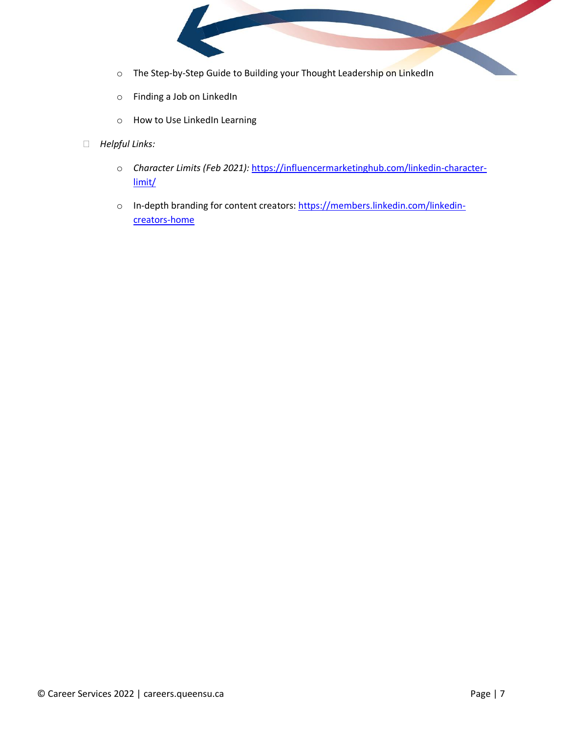- The Step-by-Step Guide to Building your Thought Leadership on LinkedIn
  - Finding a Job on LinkedIn
  - How to Use LinkedIn Learning

- *Helpful Links:*
  - *Character Limits (Feb 2021):* https://influencermarketinghub.com/linkedin-character-limit/
  - In-depth branding for content creators: https://members.linkedin.com/linkedin-creators-home